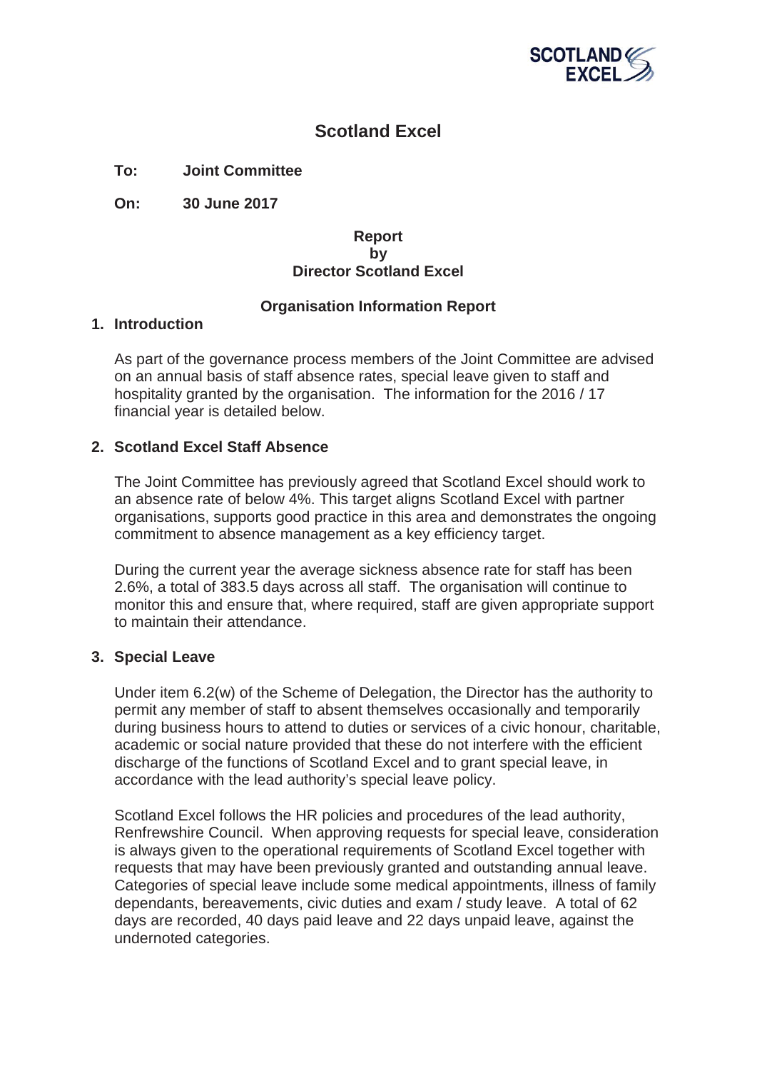# Scotland Excel

**To:** **Joint Committee**

**On:** **30 June 2017**

**Report**
**by**
**Director Scotland Excel**

**Organisation Information Report**

## 1. Introduction

As part of the governance process members of the Joint Committee are advised on an annual basis of staff absence rates, special leave given to staff and hospitality granted by the organisation. The information for the 2016 / 17 financial year is detailed below.

## 2. Scotland Excel Staff Absence

The Joint Committee has previously agreed that Scotland Excel should work to an absence rate of below 4%. This target aligns Scotland Excel with partner organisations, supports good practice in this area and demonstrates the ongoing commitment to absence management as a key efficiency target.

During the current year the average sickness absence rate for staff has been 2.6%, a total of 383.5 days across all staff. The organisation will continue to monitor this and ensure that, where required, staff are given appropriate support to maintain their attendance.

## 3. Special Leave

Under item 6.2(w) of the Scheme of Delegation, the Director has the authority to permit any member of staff to absent themselves occasionally and temporarily during business hours to attend to duties or services of a civic honour, charitable, academic or social nature provided that these do not interfere with the efficient discharge of the functions of Scotland Excel and to grant special leave, in accordance with the lead authority's special leave policy.

Scotland Excel follows the HR policies and procedures of the lead authority, Renfrewshire Council. When approving requests for special leave, consideration is always given to the operational requirements of Scotland Excel together with requests that may have been previously granted and outstanding annual leave. Categories of special leave include some medical appointments, illness of family dependants, bereavements, civic duties and exam / study leave. A total of 62 days are recorded, 40 days paid leave and 22 days unpaid leave, against the undernoted categories.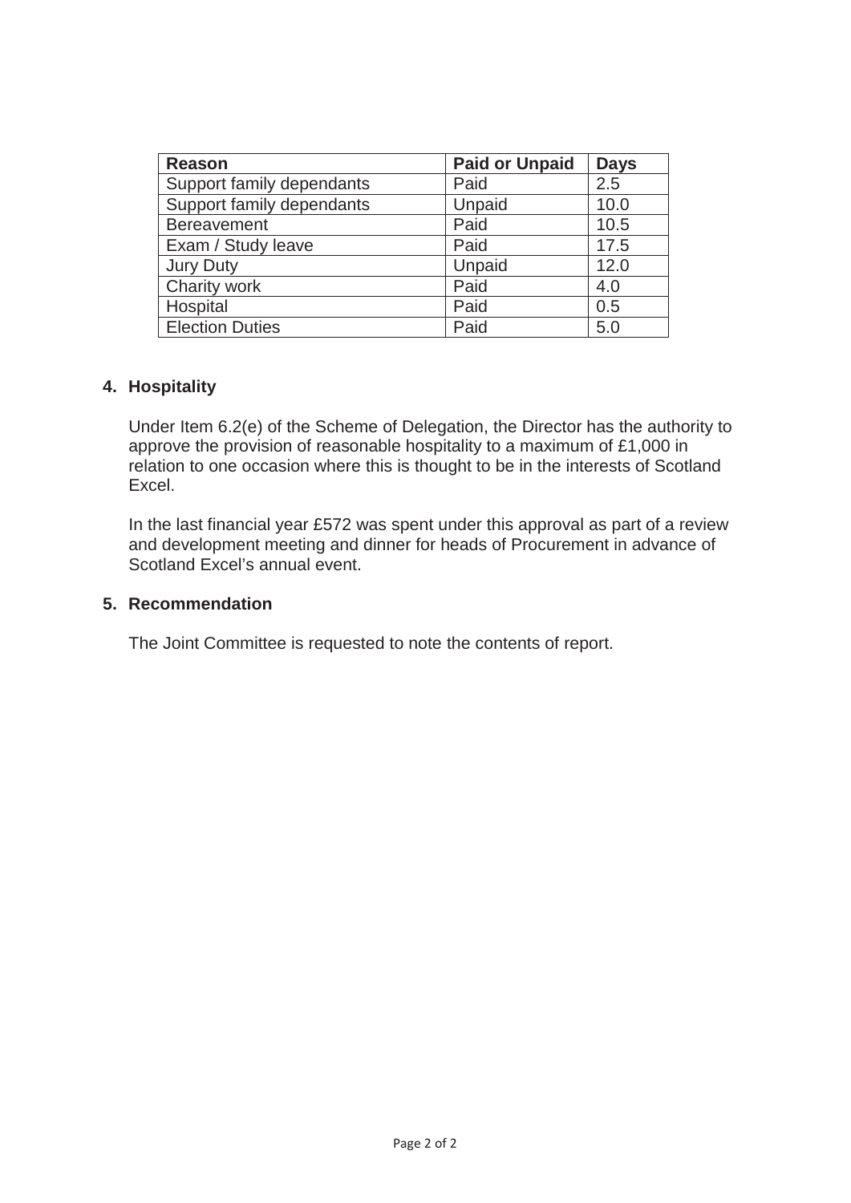| Reason | Paid or Unpaid | Days |
|---|---|---|
| Support family dependants | Paid | 2.5 |
| Support family dependants | Unpaid | 10.0 |
| Bereavement | Paid | 10.5 |
| Exam / Study leave | Paid | 17.5 |
| Jury Duty | Unpaid | 12.0 |
| Charity work | Paid | 4.0 |
| Hospital | Paid | 0.5 |
| Election Duties | Paid | 5.0 |

## 4. Hospitality

Under Item 6.2(e) of the Scheme of Delegation, the Director has the authority to approve the provision of reasonable hospitality to a maximum of £1,000 in relation to one occasion where this is thought to be in the interests of Scotland Excel.

In the last financial year £572 was spent under this approval as part of a review and development meeting and dinner for heads of Procurement in advance of Scotland Excel's annual event.

## 5. Recommendation

The Joint Committee is requested to note the contents of report.